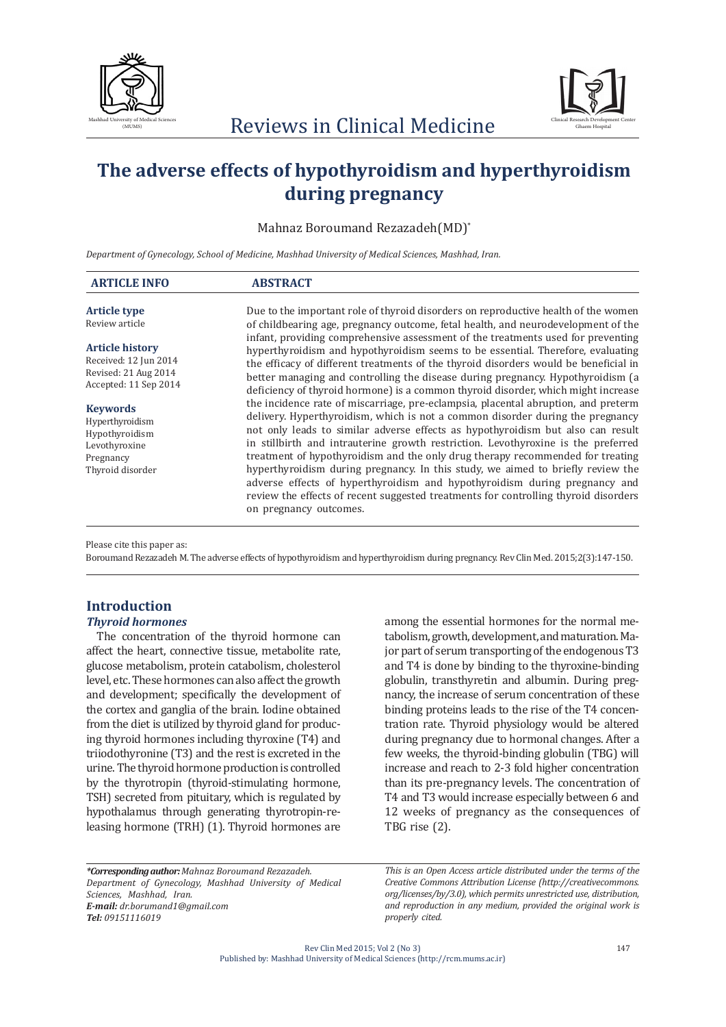# The adverse effects of hypothyroidism and hyperthyroidism during pregnancy

Mahnaz Boroumand Rezazadeh(MD)*

*Department of Gynecology, School of Medicine, Mashhad University of Medical Sciences, Mashhad, Iran.*

**ARTICLE INFO**

**Article type**
Review article

**Article history**
Received: 12 Jun 2014
Revised: 21 Aug 2014
Accepted: 11 Sep 2014

**Keywords**
Hyperthyroidism
Hypothyroidism
Levothyroxine
Pregnancy
Thyroid disorder

**ABSTRACT**

Due to the important role of thyroid disorders on reproductive health of the women of childbearing age, pregnancy outcome, fetal health, and neurodevelopment of the infant, providing comprehensive assessment of the treatments used for preventing hyperthyroidism and hypothyroidism seems to be essential. Therefore, evaluating the efficacy of different treatments of the thyroid disorders would be beneficial in better managing and controlling the disease during pregnancy. Hypothyroidism (a deficiency of thyroid hormone) is a common thyroid disorder, which might increase the incidence rate of miscarriage, pre-eclampsia, placental abruption, and preterm delivery. Hyperthyroidism, which is not a common disorder during the pregnancy not only leads to similar adverse effects as hypothyroidism but also can result in stillbirth and intrauterine growth restriction. Levothyroxine is the preferred treatment of hypothyroidism and the only drug therapy recommended for treating hyperthyroidism during pregnancy. In this study, we aimed to briefly review the adverse effects of hyperthyroidism and hypothyroidism during pregnancy and review the effects of recent suggested treatments for controlling thyroid disorders on pregnancy outcomes.

Please cite this paper as:
Boroumand Rezazadeh M. The adverse effects of hypothyroidism and hyperthyroidism during pregnancy. Rev Clin Med. 2015;2(3):147-150.

## Introduction

### *Thyroid hormones*

The concentration of the thyroid hormone can affect the heart, connective tissue, metabolite rate, glucose metabolism, protein catabolism, cholesterol level, etc. These hormones can also affect the growth and development; specifically the development of the cortex and ganglia of the brain. Iodine obtained from the diet is utilized by thyroid gland for producing thyroid hormones including thyroxine (T4) and triiodothyronine (T3) and the rest is excreted in the urine. The thyroid hormone production is controlled by the thyrotropin (thyroid-stimulating hormone, TSH) secreted from pituitary, which is regulated by hypothalamus through generating thyrotropin-releasing hormone (TRH) (1). Thyroid hormones are among the essential hormones for the normal metabolism, growth, development, and maturation. Major part of serum transporting of the endogenous T3 and T4 is done by binding to the thyroxine-binding globulin, transthyretin and albumin. During pregnancy, the increase of serum concentration of these binding proteins leads to the rise of the T4 concentration rate. Thyroid physiology would be altered during pregnancy due to hormonal changes. After a few weeks, the thyroid-binding globulin (TBG) will increase and reach to 2-3 fold higher concentration than its pre-pregnancy levels. The concentration of T4 and T3 would increase especially between 6 and 12 weeks of pregnancy as the consequences of TBG rise (2).

---

***Corresponding author:** *Mahnaz Boroumand Rezazadeh. Department of Gynecology, Mashhad University of Medical Sciences, Mashhad, Iran.*
***E-mail:** dr.borumand1@gmail.com*
***Tel:** 09151116019*

*This is an Open Access article distributed under the terms of the Creative Commons Attribution License (http://creativecommons.org/licenses/by/3.0), which permits unrestricted use, distribution, and reproduction in any medium, provided the original work is properly cited.*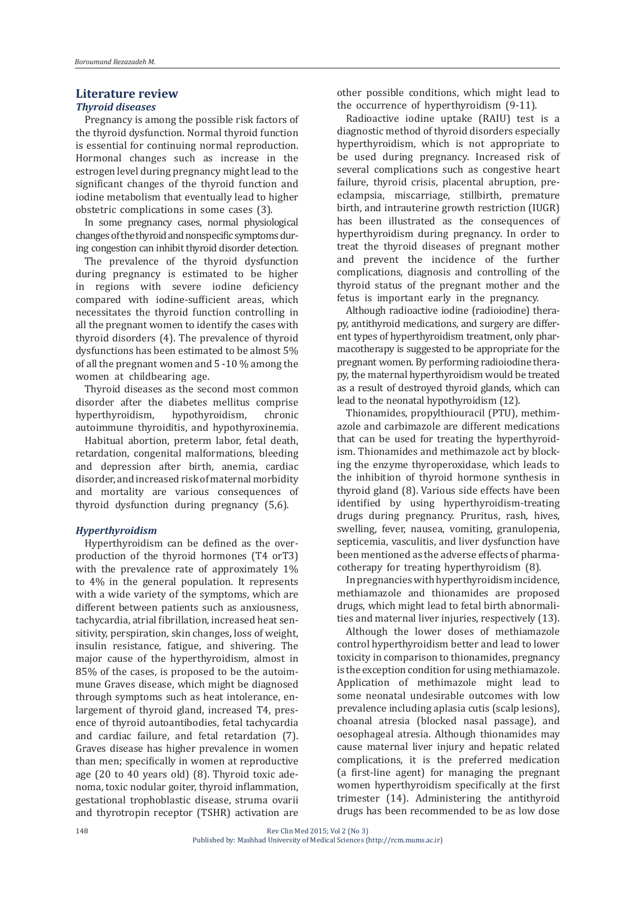## Literature review

### *Thyroid diseases*

Pregnancy is among the possible risk factors of the thyroid dysfunction. Normal thyroid function is essential for continuing normal reproduction. Hormonal changes such as increase in the estrogen level during pregnancy might lead to the significant changes of the thyroid function and iodine metabolism that eventually lead to higher obstetric complications in some cases (3).

In some pregnancy cases, normal physiological changes of the thyroid and nonspecific symptoms during congestion can inhibit thyroid disorder detection.

The prevalence of the thyroid dysfunction during pregnancy is estimated to be higher in regions with severe iodine deficiency compared with iodine-sufficient areas, which necessitates the thyroid function controlling in all the pregnant women to identify the cases with thyroid disorders (4). The prevalence of thyroid dysfunctions has been estimated to be almost 5% of all the pregnant women and 5 -10 % among the women at childbearing age.

Thyroid diseases as the second most common disorder after the diabetes mellitus comprise hyperthyroidism, hypothyroidism, chronic autoimmune thyroiditis, and hypothyroxinemia.

Habitual abortion, preterm labor, fetal death, retardation, congenital malformations, bleeding and depression after birth, anemia, cardiac disorder, and increased risk of maternal morbidity and mortality are various consequences of thyroid dysfunction during pregnancy (5,6).

### *Hyperthyroidism*

Hyperthyroidism can be defined as the overproduction of the thyroid hormones (T4 orT3) with the prevalence rate of approximately 1% to 4% in the general population. It represents with a wide variety of the symptoms, which are different between patients such as anxiousness, tachycardia, atrial fibrillation, increased heat sensitivity, perspiration, skin changes, loss of weight, insulin resistance, fatigue, and shivering. The major cause of the hyperthyroidism, almost in 85% of the cases, is proposed to be the autoimmune Graves disease, which might be diagnosed through symptoms such as heat intolerance, enlargement of thyroid gland, increased T4, presence of thyroid autoantibodies, fetal tachycardia and cardiac failure, and fetal retardation (7). Graves disease has higher prevalence in women than men; specifically in women at reproductive age (20 to 40 years old) (8). Thyroid toxic adenoma, toxic nodular goiter, thyroid inflammation, gestational trophoblastic disease, struma ovarii and thyrotropin receptor (TSHR) activation are other possible conditions, which might lead to the occurrence of hyperthyroidism (9-11).

Radioactive iodine uptake (RAIU) test is a diagnostic method of thyroid disorders especially hyperthyroidism, which is not appropriate to be used during pregnancy. Increased risk of several complications such as congestive heart failure, thyroid crisis, placental abruption, pre-eclampsia, miscarriage, stillbirth, premature birth, and intrauterine growth restriction (IUGR) has been illustrated as the consequences of hyperthyroidism during pregnancy. In order to treat the thyroid diseases of pregnant mother and prevent the incidence of the further complications, diagnosis and controlling of the thyroid status of the pregnant mother and the fetus is important early in the pregnancy.

Although radioactive iodine (radioiodine) therapy, antithyroid medications, and surgery are different types of hyperthyroidism treatment, only pharmacotherapy is suggested to be appropriate for the pregnant women. By performing radioiodine therapy, the maternal hyperthyroidism would be treated as a result of destroyed thyroid glands, which can lead to the neonatal hypothyroidism (12).

Thionamides, propylthiouracil (PTU), methimazole and carbimazole are different medications that can be used for treating the hyperthyroidism. Thionamides and methimazole act by blocking the enzyme thyroperoxidase, which leads to the inhibition of thyroid hormone synthesis in thyroid gland (8). Various side effects have been identified by using hyperthyroidism-treating drugs during pregnancy. Pruritus, rash, hives, swelling, fever, nausea, vomiting, granulopenia, septicemia, vasculitis, and liver dysfunction have been mentioned as the adverse effects of pharmacotherapy for treating hyperthyroidism (8).

In pregnancies with hyperthyroidism incidence, methiamazole and thionamides are proposed drugs, which might lead to fetal birth abnormalities and maternal liver injuries, respectively (13).

Although the lower doses of methiamazole control hyperthyroidism better and lead to lower toxicity in comparison to thionamides, pregnancy is the exception condition for using methiamazole. Application of methimazole might lead to some neonatal undesirable outcomes with low prevalence including aplasia cutis (scalp lesions), choanal atresia (blocked nasal passage), and oesophageal atresia. Although thionamides may cause maternal liver injury and hepatic related complications, it is the preferred medication (a first-line agent) for managing the pregnant women hyperthyroidism specifically at the first trimester (14). Administering the antithyroid drugs has been recommended to be as low dose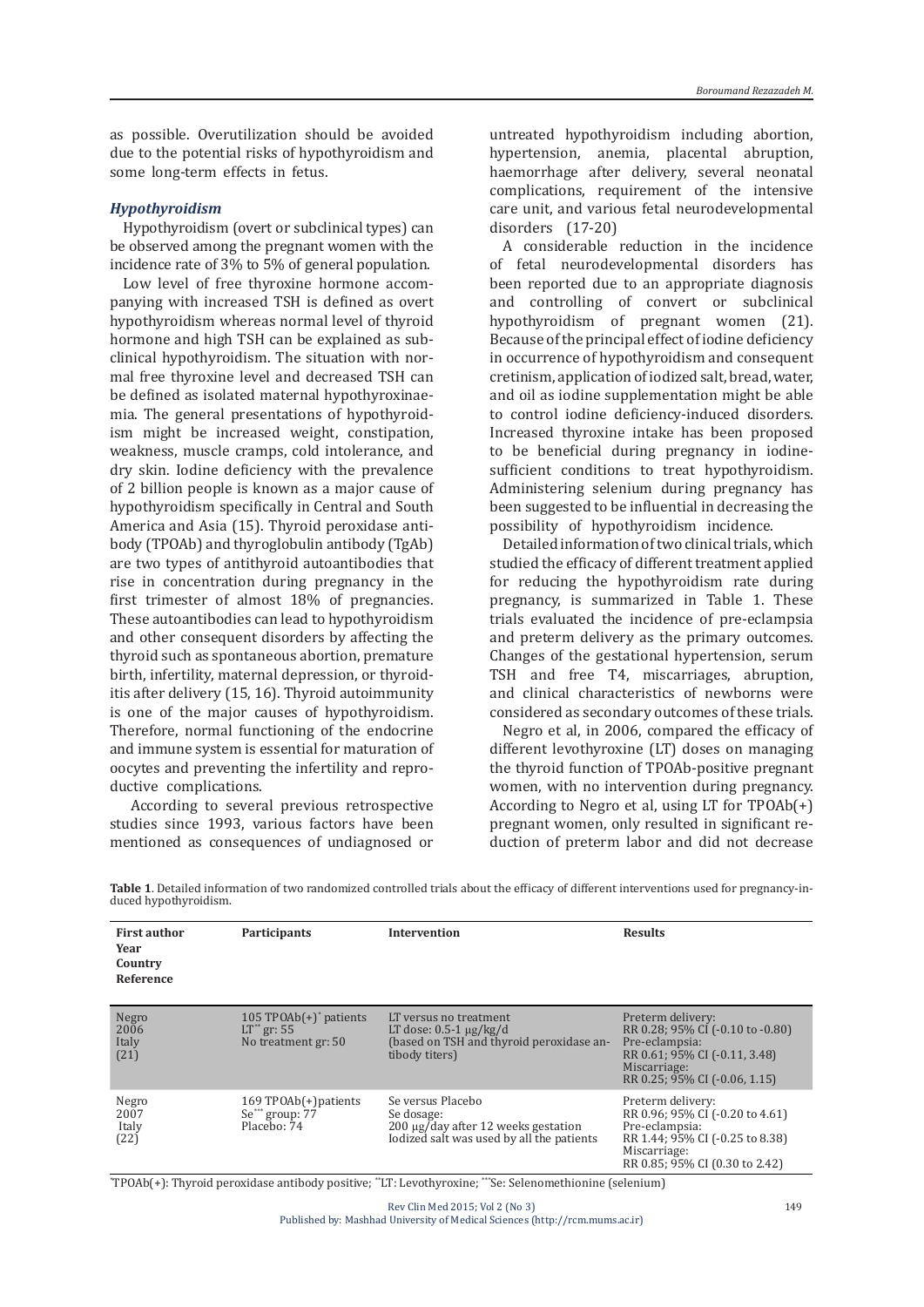as possible. Overutilization should be avoided due to the potential risks of hypothyroidism and some long-term effects in fetus.

### *Hypothyroidism*

Hypothyroidism (overt or subclinical types) can be observed among the pregnant women with the incidence rate of 3% to 5% of general population.

Low level of free thyroxine hormone accompanying with increased TSH is defined as overt hypothyroidism whereas normal level of thyroid hormone and high TSH can be explained as subclinical hypothyroidism. The situation with normal free thyroxine level and decreased TSH can be defined as isolated maternal hypothyroxinaemia. The general presentations of hypothyroidism might be increased weight, constipation, weakness, muscle cramps, cold intolerance, and dry skin. Iodine deficiency with the prevalence of 2 billion people is known as a major cause of hypothyroidism specifically in Central and South America and Asia (15). Thyroid peroxidase antibody (TPOAb) and thyroglobulin antibody (TgAb) are two types of antithyroid autoantibodies that rise in concentration during pregnancy in the first trimester of almost 18% of pregnancies. These autoantibodies can lead to hypothyroidism and other consequent disorders by affecting the thyroid such as spontaneous abortion, premature birth, infertility, maternal depression, or thyroiditis after delivery (15, 16). Thyroid autoimmunity is one of the major causes of hypothyroidism. Therefore, normal functioning of the endocrine and immune system is essential for maturation of oocytes and preventing the infertility and reproductive complications.

According to several previous retrospective studies since 1993, various factors have been mentioned as consequences of undiagnosed or untreated hypothyroidism including abortion, hypertension, anemia, placental abruption, haemorrhage after delivery, several neonatal complications, requirement of the intensive care unit, and various fetal neurodevelopmental disorders (17-20)

A considerable reduction in the incidence of fetal neurodevelopmental disorders has been reported due to an appropriate diagnosis and controlling of convert or subclinical hypothyroidism of pregnant women (21). Because of the principal effect of iodine deficiency in occurrence of hypothyroidism and consequent cretinism, application of iodized salt, bread, water, and oil as iodine supplementation might be able to control iodine deficiency-induced disorders. Increased thyroxine intake has been proposed to be beneficial during pregnancy in iodine-sufficient conditions to treat hypothyroidism. Administering selenium during pregnancy has been suggested to be influential in decreasing the possibility of hypothyroidism incidence.

Detailed information of two clinical trials, which studied the efficacy of different treatment applied for reducing the hypothyroidism rate during pregnancy, is summarized in Table 1. These trials evaluated the incidence of pre-eclampsia and preterm delivery as the primary outcomes. Changes of the gestational hypertension, serum TSH and free T4, miscarriages, abruption, and clinical characteristics of newborns were considered as secondary outcomes of these trials.

Negro et al, in 2006, compared the efficacy of different levothyroxine (LT) doses on managing the thyroid function of TPOAb-positive pregnant women, with no intervention during pregnancy. According to Negro et al, using LT for TPOAb(+) pregnant women, only resulted in significant reduction of preterm labor and did not decrease

**Table 1**. Detailed information of two randomized controlled trials about the efficacy of different interventions used for pregnancy-induced hypothyroidism.

| First author<br>Year<br>Country<br>Reference | Participants | Intervention | Results |
|---|---|---|---|
| Negro<br>2006<br>Italy<br>(21) | 105 TPOAb(+)* patients<br>LT** gr: 55<br>No treatment gr: 50 | LT versus no treatment<br>LT dose: 0.5-1 μg/kg/d<br>(based on TSH and thyroid peroxidase antibody titers) | Preterm delivery:<br>RR 0.28; 95% CI (-0.10 to -0.80)<br>Pre-eclampsia:<br>RR 0.61; 95% CI (-0.11, 3.48)<br>Miscarriage:<br>RR 0.25; 95% CI (-0.06, 1.15) |
| Negro<br>2007<br>Italy<br>(22) | 169 TPOAb(+)patients<br>Se*** group: 77<br>Placebo: 74 | Se versus Placebo<br>Se dosage:<br>200 μg/day after 12 weeks gestation<br>Iodized salt was used by all the patients | Preterm delivery:<br>RR 0.96; 95% CI (-0.20 to 4.61)<br>Pre-eclampsia:<br>RR 1.44; 95% CI (-0.25 to 8.38)<br>Miscarriage:<br>RR 0.85; 95% CI (0.30 to 2.42) |

*TPOAb(+): Thyroid peroxidase antibody positive; **LT: Levothyroxine; ***Se: Selenomethionine (selenium)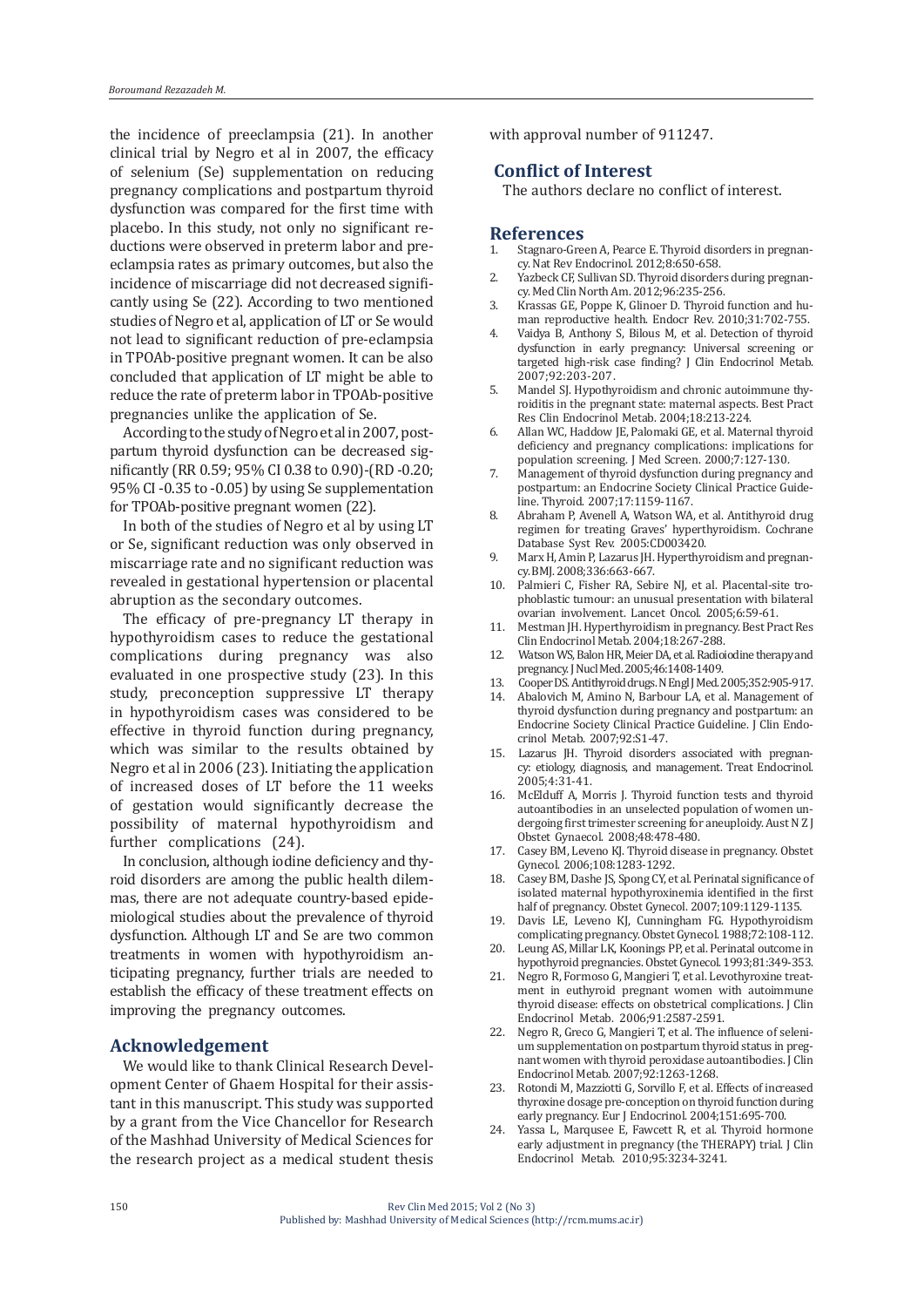the incidence of preeclampsia (21). In another clinical trial by Negro et al in 2007, the efficacy of selenium (Se) supplementation on reducing pregnancy complications and postpartum thyroid dysfunction was compared for the first time with placebo. In this study, not only no significant reductions were observed in preterm labor and preeclampsia rates as primary outcomes, but also the incidence of miscarriage did not decreased significantly using Se (22). According to two mentioned studies of Negro et al, application of LT or Se would not lead to significant reduction of pre-eclampsia in TPOAb-positive pregnant women. It can be also concluded that application of LT might be able to reduce the rate of preterm labor in TPOAb-positive pregnancies unlike the application of Se.

According to the study of Negro et al in 2007, postpartum thyroid dysfunction can be decreased significantly (RR 0.59; 95% CI 0.38 to 0.90)-(RD -0.20; 95% CI -0.35 to -0.05) by using Se supplementation for TPOAb-positive pregnant women (22).

In both of the studies of Negro et al by using LT or Se, significant reduction was only observed in miscarriage rate and no significant reduction was revealed in gestational hypertension or placental abruption as the secondary outcomes.

The efficacy of pre-pregnancy LT therapy in hypothyroidism cases to reduce the gestational complications during pregnancy was also evaluated in one prospective study (23). In this study, preconception suppressive LT therapy in hypothyroidism cases was considered to be effective in thyroid function during pregnancy, which was similar to the results obtained by Negro et al in 2006 (23). Initiating the application of increased doses of LT before the 11 weeks of gestation would significantly decrease the possibility of maternal hypothyroidism and further complications (24).

In conclusion, although iodine deficiency and thyroid disorders are among the public health dilemmas, there are not adequate country-based epidemiological studies about the prevalence of thyroid dysfunction. Although LT and Se are two common treatments in women with hypothyroidism anticipating pregnancy, further trials are needed to establish the efficacy of these treatment effects on improving the pregnancy outcomes.

## Acknowledgement

We would like to thank Clinical Research Development Center of Ghaem Hospital for their assistant in this manuscript. This study was supported by a grant from the Vice Chancellor for Research of the Mashhad University of Medical Sciences for the research project as a medical student thesis with approval number of 911247.

## Conflict of Interest

The authors declare no conflict of interest.

## References

1. Stagnaro-Green A, Pearce E. Thyroid disorders in pregnancy. Nat Rev Endocrinol. 2012;8:650-658.
2. Yazbeck CF, Sullivan SD. Thyroid disorders during pregnancy. Med Clin North Am. 2012;96:235-256.
3. Krassas GE, Poppe K, Glinoer D. Thyroid function and human reproductive health. Endocr Rev. 2010;31:702-755.
4. Vaidya B, Anthony S, Bilous M, et al. Detection of thyroid dysfunction in early pregnancy: Universal screening or targeted high-risk case finding? J Clin Endocrinol Metab. 2007;92:203-207.
5. Mandel SJ. Hypothyroidism and chronic autoimmune thyroiditis in the pregnant state: maternal aspects. Best Pract Res Clin Endocrinol Metab. 2004;18:213-224.
6. Allan WC, Haddow JE, Palomaki GE, et al. Maternal thyroid deficiency and pregnancy complications: implications for population screening. J Med Screen. 2000;7:127-130.
7. Management of thyroid dysfunction during pregnancy and postpartum: an Endocrine Society Clinical Practice Guideline. Thyroid. 2007;17:1159-1167.
8. Abraham P, Avenell A, Watson WA, et al. Antithyroid drug regimen for treating Graves' hyperthyroidism. Cochrane Database Syst Rev. 2005:CD003420.
9. Marx H, Amin P, Lazarus JH. Hyperthyroidism and pregnancy. BMJ. 2008;336:663-667.
10. Palmieri C, Fisher RA, Sebire NJ, et al. Placental-site trophoblastic tumour: an unusual presentation with bilateral ovarian involvement. Lancet Oncol. 2005;6:59-61.
11. Mestman JH. Hyperthyroidism in pregnancy. Best Pract Res Clin Endocrinol Metab. 2004;18:267-288.
12. Watson WS, Balon HR, Meier DA, et al. Radioiodine therapy and pregnancy. J Nucl Med. 2005;46:1408-1409.
13. Cooper DS. Antithyroid drugs. N Engl J Med. 2005;352:905-917.
14. Abalovich M, Amino N, Barbour LA, et al. Management of thyroid dysfunction during pregnancy and postpartum: an Endocrine Society Clinical Practice Guideline. J Clin Endocrinol Metab. 2007;92:S1-47.
15. Lazarus JH. Thyroid disorders associated with pregnancy: etiology, diagnosis, and management. Treat Endocrinol. 2005;4:31-41.
16. McElduff A, Morris J. Thyroid function tests and thyroid autoantibodies in an unselected population of women undergoing first trimester screening for aneuploidy. Aust N Z J Obstet Gynaecol. 2008;48:478-480.
17. Casey BM, Leveno KJ. Thyroid disease in pregnancy. Obstet Gynecol. 2006;108:1283-1292.
18. Casey BM, Dashe JS, Spong CY, et al. Perinatal significance of isolated maternal hypothyroxinemia identified in the first half of pregnancy. Obstet Gynecol. 2007;109:1129-1135.
19. Davis LE, Leveno KJ, Cunningham FG. Hypothyroidism complicating pregnancy. Obstet Gynecol. 1988;72:108-112.
20. Leung AS, Millar LK, Koonings PP, et al. Perinatal outcome in hypothyroid pregnancies. Obstet Gynecol. 1993;81:349-353.
21. Negro R, Formoso G, Mangieri T, et al. Levothyroxine treatment in euthyroid pregnant women with autoimmune thyroid disease: effects on obstetrical complications. J Clin Endocrinol Metab. 2006;91:2587-2591.
22. Negro R, Greco G, Mangieri T, et al. The influence of selenium supplementation on postpartum thyroid status in pregnant women with thyroid peroxidase autoantibodies. J Clin Endocrinol Metab. 2007;92:1263-1268.
23. Rotondi M, Mazziotti G, Sorvillo F, et al. Effects of increased thyroxine dosage pre-conception on thyroid function during early pregnancy. Eur J Endocrinol. 2004;151:695-700.
24. Yassa L, Marqusee E, Fawcett R, et al. Thyroid hormone early adjustment in pregnancy (the THERAPY) trial. J Clin Endocrinol Metab. 2010;95:3234-3241.